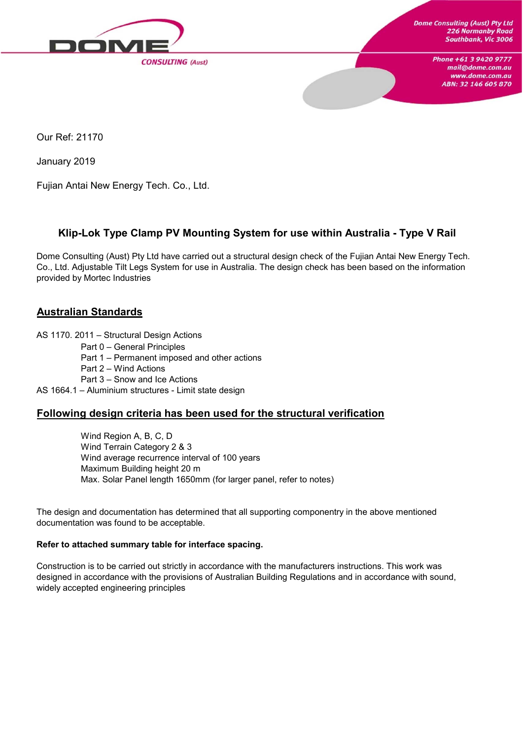Dome Consulting (Aust) Pty Ltd
226 Normanby Road
Southbank, Vic 3006

Phone +61 3 9420 9777
mail@dome.com.au
www.dome.com.au
ABN: 32 146 605 870

Our Ref: 21170

January 2019

Fujian Antai New Energy Tech. Co., Ltd.

## Klip-Lok Type Clamp PV Mounting System for use within Australia - Type V Rail

Dome Consulting (Aust) Pty Ltd have carried out a structural design check of the Fujian Antai New Energy Tech. Co., Ltd. Adjustable Tilt Legs System for use in Australia. The design check has been based on the information provided by Mortec Industries

## Australian Standards

AS 1170. 2011 – Structural Design Actions
- Part 0 – General Principles
- Part 1 – Permanent imposed and other actions
- Part 2 – Wind Actions
- Part 3 – Snow and Ice Actions

AS 1664.1 – Aluminium structures - Limit state design

## Following design criteria has been used for the structural verification

- Wind Region A, B, C, D
- Wind Terrain Category 2 & 3
- Wind average recurrence interval of 100 years
- Maximum Building height 20 m
- Max. Solar Panel length 1650mm (for larger panel, refer to notes)

The design and documentation has determined that all supporting componentry in the above mentioned documentation was found to be acceptable.

**Refer to attached summary table for interface spacing.**

Construction is to be carried out strictly in accordance with the manufacturers instructions. This work was designed in accordance with the provisions of Australian Building Regulations and in accordance with sound, widely accepted engineering principles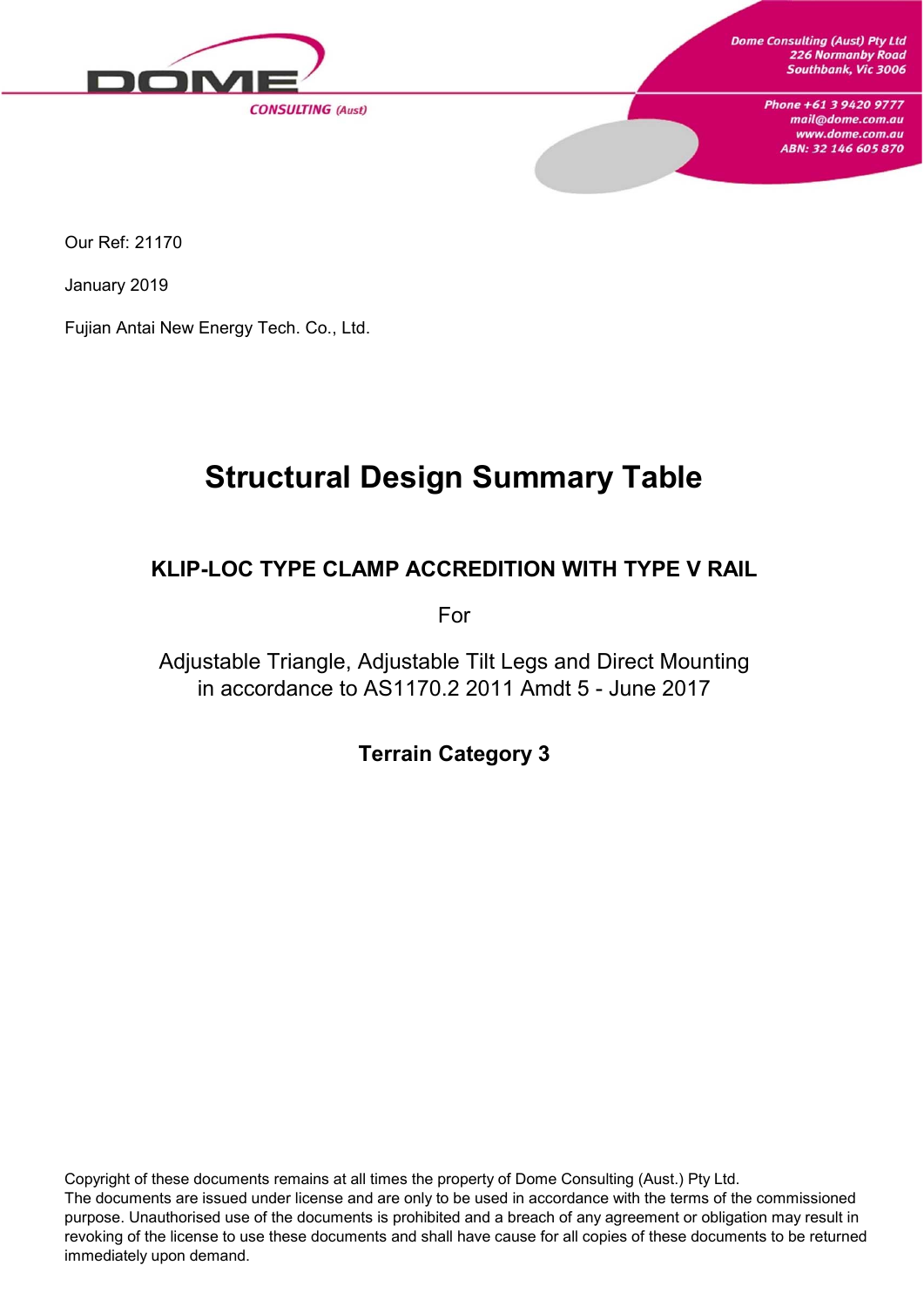Dome Consulting (Aust) Pty Ltd
226 Normanby Road
Southbank, Vic 3006

Phone +61 3 9420 9777
mail@dome.com.au
www.dome.com.au
ABN: 32 146 605 870

Our Ref: 21170

January 2019

Fujian Antai New Energy Tech. Co., Ltd.

# Structural Design Summary Table

## KLIP-LOC TYPE CLAMP ACCREDITION WITH TYPE V RAIL

For

Adjustable Triangle, Adjustable Tilt Legs and Direct Mounting
in accordance to AS1170.2 2011 Amdt 5 - June 2017

### Terrain Category 3

Copyright of these documents remains at all times the property of Dome Consulting (Aust.) Pty Ltd.
The documents are issued under license and are only to be used in accordance with the terms of the commissioned purpose. Unauthorised use of the documents is prohibited and a breach of any agreement or obligation may result in revoking of the license to use these documents and shall have cause for all copies of these documents to be returned immediately upon demand.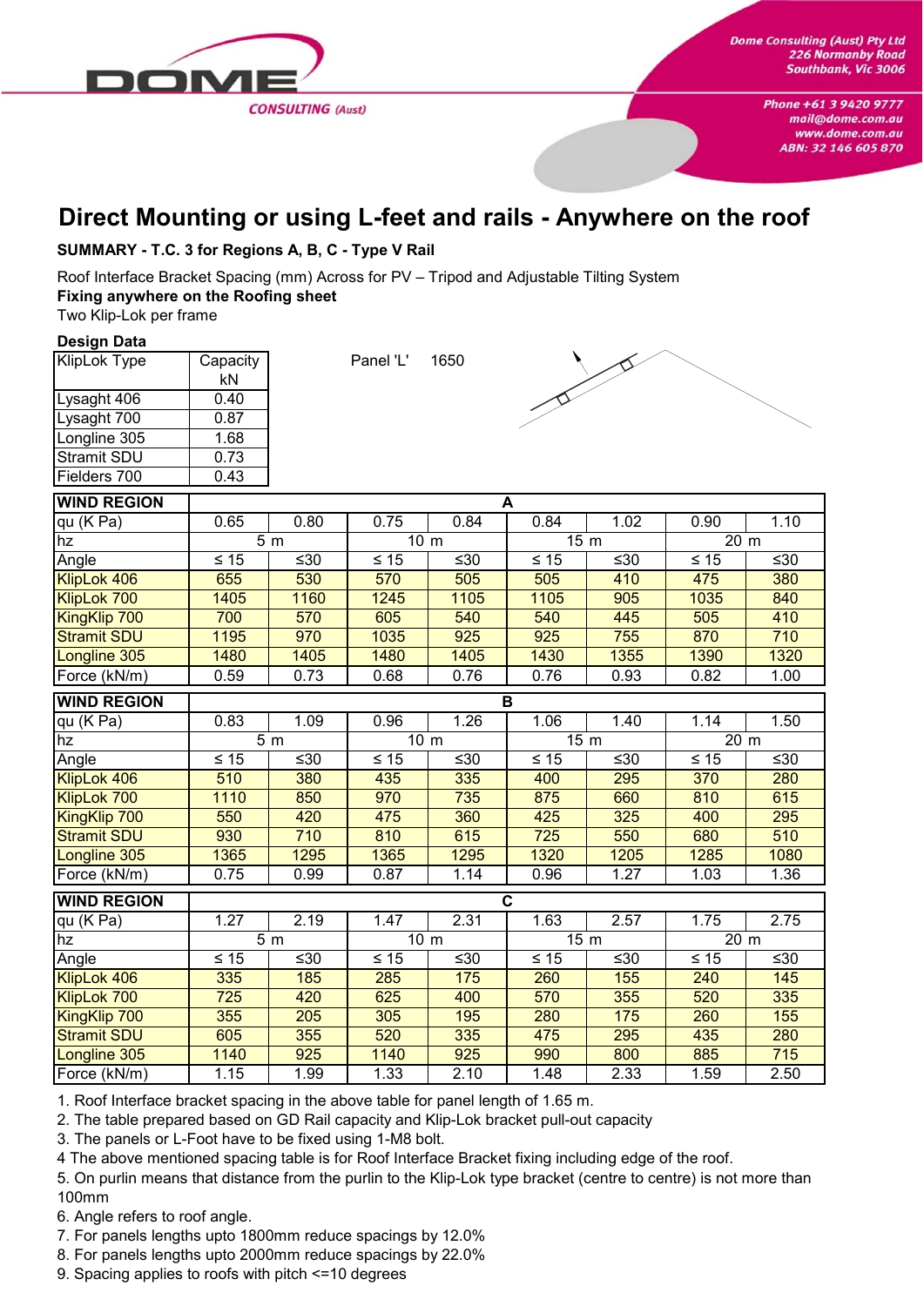# Direct Mounting or using L-feet and rails - Anywhere on the roof

**SUMMARY - T.C. 3 for Regions A, B, C - Type V Rail**

Roof Interface Bracket Spacing (mm) Across for PV – Tripod and Adjustable Tilting System
**Fixing anywhere on the Roofing sheet**
Two Klip-Lok per frame

**Design Data**

| KlipLok Type | Capacity kN |
|---|---|
| Lysaght 406 | 0.40 |
| Lysaght 700 | 0.87 |
| Longline 305 | 1.68 |
| Stramit SDU | 0.73 |
| Fielders 700 | 0.43 |

Panel 'L' 1650

| WIND REGION | A | | | | | | | |
|---|---|---|---|---|---|---|---|---|
| qu (K Pa) | 0.65 | 0.80 | 0.75 | 0.84 | 0.84 | 1.02 | 0.90 | 1.10 |
| hz | 5 m | | 10 m | | 15 m | | 20 m | |
| Angle | ≤ 15 | ≤30 | ≤ 15 | ≤30 | ≤ 15 | ≤30 | ≤ 15 | ≤30 |
| KlipLok 406 | 655 | 530 | 570 | 505 | 505 | 410 | 475 | 380 |
| KlipLok 700 | 1405 | 1160 | 1245 | 1105 | 1105 | 905 | 1035 | 840 |
| KingKlip 700 | 700 | 570 | 605 | 540 | 540 | 445 | 505 | 410 |
| Stramit SDU | 1195 | 970 | 1035 | 925 | 925 | 755 | 870 | 710 |
| Longline 305 | 1480 | 1405 | 1480 | 1405 | 1430 | 1355 | 1390 | 1320 |
| Force (kN/m) | 0.59 | 0.73 | 0.68 | 0.76 | 0.76 | 0.93 | 0.82 | 1.00 |

| WIND REGION | B | | | | | | | |
|---|---|---|---|---|---|---|---|---|
| qu (K Pa) | 0.83 | 1.09 | 0.96 | 1.26 | 1.06 | 1.40 | 1.14 | 1.50 |
| hz | 5 m | | 10 m | | 15 m | | 20 m | |
| Angle | ≤ 15 | ≤30 | ≤ 15 | ≤30 | ≤ 15 | ≤30 | ≤ 15 | ≤30 |
| KlipLok 406 | 510 | 380 | 435 | 335 | 400 | 295 | 370 | 280 |
| KlipLok 700 | 1110 | 850 | 970 | 735 | 875 | 660 | 810 | 615 |
| KingKlip 700 | 550 | 420 | 475 | 360 | 425 | 325 | 400 | 295 |
| Stramit SDU | 930 | 710 | 810 | 615 | 725 | 550 | 680 | 510 |
| Longline 305 | 1365 | 1295 | 1365 | 1295 | 1320 | 1205 | 1285 | 1080 |
| Force (kN/m) | 0.75 | 0.99 | 0.87 | 1.14 | 0.96 | 1.27 | 1.03 | 1.36 |

| WIND REGION | C | | | | | | | |
|---|---|---|---|---|---|---|---|---|
| qu (K Pa) | 1.27 | 2.19 | 1.47 | 2.31 | 1.63 | 2.57 | 1.75 | 2.75 |
| hz | 5 m | | 10 m | | 15 m | | 20 m | |
| Angle | ≤ 15 | ≤30 | ≤ 15 | ≤30 | ≤ 15 | ≤30 | ≤ 15 | ≤30 |
| KlipLok 406 | 335 | 185 | 285 | 175 | 260 | 155 | 240 | 145 |
| KlipLok 700 | 725 | 420 | 625 | 400 | 570 | 355 | 520 | 335 |
| KingKlip 700 | 355 | 205 | 305 | 195 | 280 | 175 | 260 | 155 |
| Stramit SDU | 605 | 355 | 520 | 335 | 475 | 295 | 435 | 280 |
| Longline 305 | 1140 | 925 | 1140 | 925 | 990 | 800 | 885 | 715 |
| Force (kN/m) | 1.15 | 1.99 | 1.33 | 2.10 | 1.48 | 2.33 | 1.59 | 2.50 |

1. Roof Interface bracket spacing in the above table for panel length of 1.65 m.
2. The table prepared based on GD Rail capacity and Klip-Lok bracket pull-out capacity
3. The panels or L-Foot have to be fixed using 1-M8 bolt.
4 The above mentioned spacing table is for Roof Interface Bracket fixing including edge of the roof.
5. On purlin means that distance from the purlin to the Klip-Lok type bracket (centre to centre) is not more than 100mm
6. Angle refers to roof angle.
7. For panels lengths upto 1800mm reduce spacings by 12.0%
8. For panels lengths upto 2000mm reduce spacings by 22.0%
9. Spacing applies to roofs with pitch <=10 degrees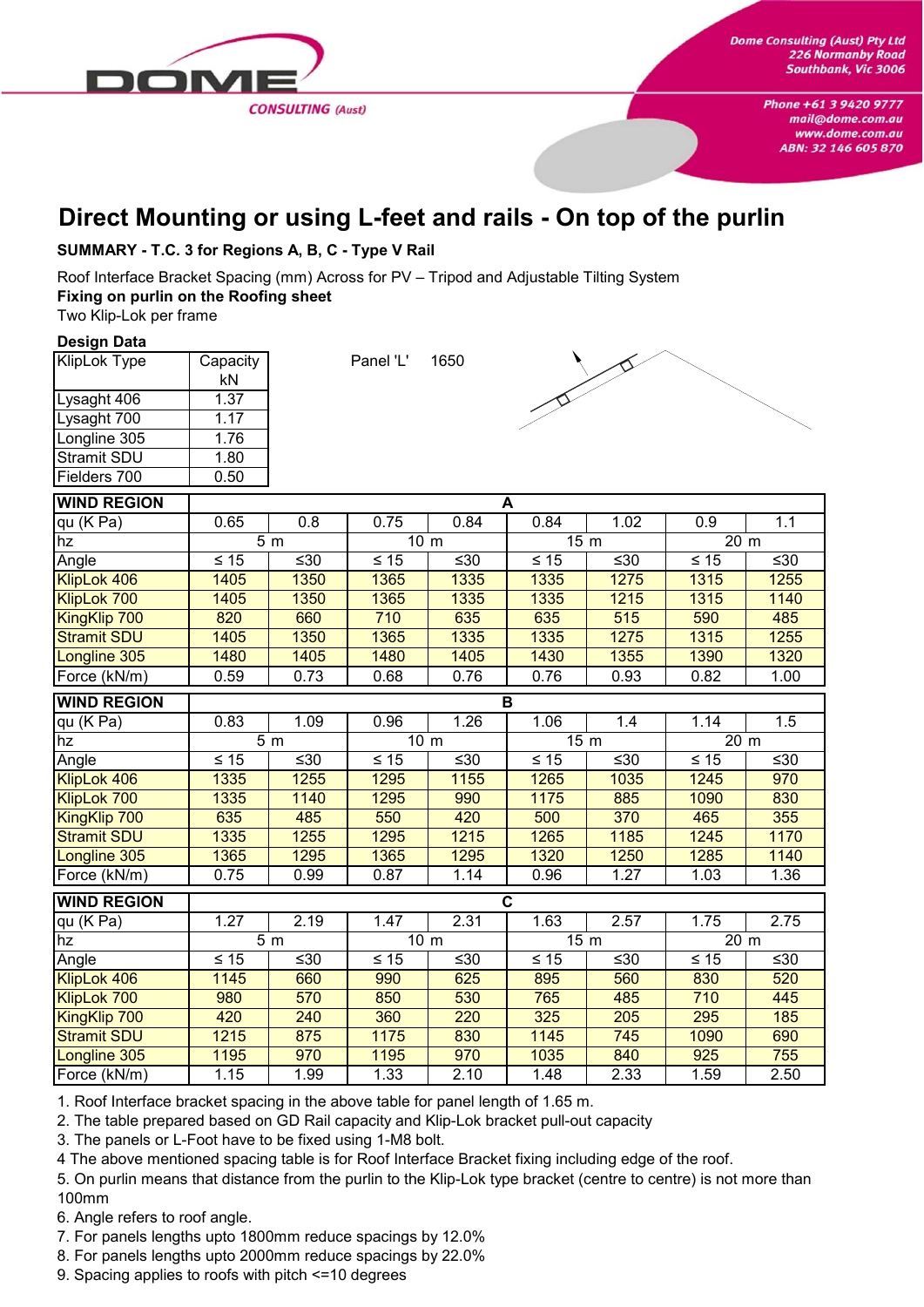# Direct Mounting or using L-feet and rails - On top of the purlin

**SUMMARY - T.C. 3 for Regions A, B, C - Type V Rail**

Roof Interface Bracket Spacing (mm) Across for PV – Tripod and Adjustable Tilting System
**Fixing on purlin on the Roofing sheet**
Two Klip-Lok per frame

**Design Data**

| KlipLok Type | Capacity kN |
|---|---|
| Lysaght 406 | 1.37 |
| Lysaght 700 | 1.17 |
| Longline 305 | 1.76 |
| Stramit SDU | 1.80 |
| Fielders 700 | 0.50 |

Panel 'L' 1650

| WIND REGION | A | | | | | | | |
|---|---|---|---|---|---|---|---|---|
| qu (K Pa) | 0.65 | 0.8 | 0.75 | 0.84 | 0.84 | 1.02 | 0.9 | 1.1 |
| hz | 5 m | | 10 m | | 15 m | | 20 m | |
| Angle | ≤ 15 | ≤30 | ≤ 15 | ≤30 | ≤ 15 | ≤30 | ≤ 15 | ≤30 |
| KlipLok 406 | 1405 | 1350 | 1365 | 1335 | 1335 | 1275 | 1315 | 1255 |
| KlipLok 700 | 1405 | 1350 | 1365 | 1335 | 1335 | 1215 | 1315 | 1140 |
| KingKlip 700 | 820 | 660 | 710 | 635 | 635 | 515 | 590 | 485 |
| Stramit SDU | 1405 | 1350 | 1365 | 1335 | 1335 | 1275 | 1315 | 1255 |
| Longline 305 | 1480 | 1405 | 1480 | 1405 | 1430 | 1355 | 1390 | 1320 |
| Force (kN/m) | 0.59 | 0.73 | 0.68 | 0.76 | 0.76 | 0.93 | 0.82 | 1.00 |

| WIND REGION | B | | | | | | | |
|---|---|---|---|---|---|---|---|---|
| qu (K Pa) | 0.83 | 1.09 | 0.96 | 1.26 | 1.06 | 1.4 | 1.14 | 1.5 |
| hz | 5 m | | 10 m | | 15 m | | 20 m | |
| Angle | ≤ 15 | ≤30 | ≤ 15 | ≤30 | ≤ 15 | ≤30 | ≤ 15 | ≤30 |
| KlipLok 406 | 1335 | 1255 | 1295 | 1155 | 1265 | 1035 | 1245 | 970 |
| KlipLok 700 | 1335 | 1140 | 1295 | 990 | 1175 | 885 | 1090 | 830 |
| KingKlip 700 | 635 | 485 | 550 | 420 | 500 | 370 | 465 | 355 |
| Stramit SDU | 1335 | 1255 | 1295 | 1215 | 1265 | 1185 | 1245 | 1170 |
| Longline 305 | 1365 | 1295 | 1365 | 1295 | 1320 | 1250 | 1285 | 1140 |
| Force (kN/m) | 0.75 | 0.99 | 0.87 | 1.14 | 0.96 | 1.27 | 1.03 | 1.36 |

| WIND REGION | C | | | | | | | |
|---|---|---|---|---|---|---|---|---|
| qu (K Pa) | 1.27 | 2.19 | 1.47 | 2.31 | 1.63 | 2.57 | 1.75 | 2.75 |
| hz | 5 m | | 10 m | | 15 m | | 20 m | |
| Angle | ≤ 15 | ≤30 | ≤ 15 | ≤30 | ≤ 15 | ≤30 | ≤ 15 | ≤30 |
| KlipLok 406 | 1145 | 660 | 990 | 625 | 895 | 560 | 830 | 520 |
| KlipLok 700 | 980 | 570 | 850 | 530 | 765 | 485 | 710 | 445 |
| KingKlip 700 | 420 | 240 | 360 | 220 | 325 | 205 | 295 | 185 |
| Stramit SDU | 1215 | 875 | 1175 | 830 | 1145 | 745 | 1090 | 690 |
| Longline 305 | 1195 | 970 | 1195 | 970 | 1035 | 840 | 925 | 755 |
| Force (kN/m) | 1.15 | 1.99 | 1.33 | 2.10 | 1.48 | 2.33 | 1.59 | 2.50 |

1. Roof Interface bracket spacing in the above table for panel length of 1.65 m.
2. The table prepared based on GD Rail capacity and Klip-Lok bracket pull-out capacity
3. The panels or L-Foot have to be fixed using 1-M8 bolt.
4 The above mentioned spacing table is for Roof Interface Bracket fixing including edge of the roof.
5. On purlin means that distance from the purlin to the Klip-Lok type bracket (centre to centre) is not more than 100mm
6. Angle refers to roof angle.
7. For panels lengths upto 1800mm reduce spacings by 12.0%
8. For panels lengths upto 2000mm reduce spacings by 22.0%
9. Spacing applies to roofs with pitch <=10 degrees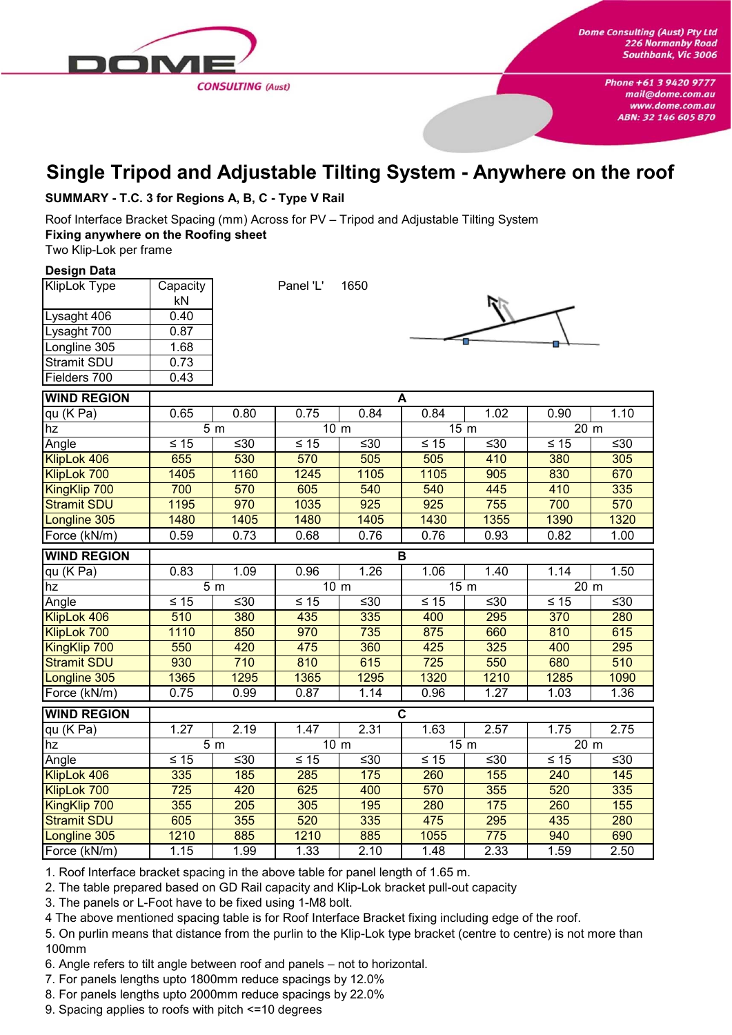# Single Tripod and Adjustable Tilting System - Anywhere on the roof

**SUMMARY - T.C. 3 for Regions A, B, C - Type V Rail**

Roof Interface Bracket Spacing (mm) Across for PV – Tripod and Adjustable Tilting System
**Fixing anywhere on the Roofing sheet**
Two Klip-Lok per frame

**Design Data**

| KlipLok Type | Capacity kN |
|---|---|
| Lysaght 406 | 0.40 |
| Lysaght 700 | 0.87 |
| Longline 305 | 1.68 |
| Stramit SDU | 0.73 |
| Fielders 700 | 0.43 |

Panel 'L' 1650

| WIND REGION | A | | | | | | | |
|---|---|---|---|---|---|---|---|---|
| qu (K Pa) | 0.65 | 0.80 | 0.75 | 0.84 | 0.84 | 1.02 | 0.90 | 1.10 |
| hz | 5 m | | 10 m | | 15 m | | 20 m | |
| Angle | ≤ 15 | ≤30 | ≤ 15 | ≤30 | ≤ 15 | ≤30 | ≤ 15 | ≤30 |
| KlipLok 406 | 655 | 530 | 570 | 505 | 505 | 410 | 380 | 305 |
| KlipLok 700 | 1405 | 1160 | 1245 | 1105 | 1105 | 905 | 830 | 670 |
| KingKlip 700 | 700 | 570 | 605 | 540 | 540 | 445 | 410 | 335 |
| Stramit SDU | 1195 | 970 | 1035 | 925 | 925 | 755 | 700 | 570 |
| Longline 305 | 1480 | 1405 | 1480 | 1405 | 1430 | 1355 | 1390 | 1320 |
| Force (kN/m) | 0.59 | 0.73 | 0.68 | 0.76 | 0.76 | 0.93 | 0.82 | 1.00 |

| WIND REGION | B | | | | | | | |
|---|---|---|---|---|---|---|---|---|
| qu (K Pa) | 0.83 | 1.09 | 0.96 | 1.26 | 1.06 | 1.40 | 1.14 | 1.50 |
| hz | 5 m | | 10 m | | 15 m | | 20 m | |
| Angle | ≤ 15 | ≤30 | ≤ 15 | ≤30 | ≤ 15 | ≤30 | ≤ 15 | ≤30 |
| KlipLok 406 | 510 | 380 | 435 | 335 | 400 | 295 | 370 | 280 |
| KlipLok 700 | 1110 | 850 | 970 | 735 | 875 | 660 | 810 | 615 |
| KingKlip 700 | 550 | 420 | 475 | 360 | 425 | 325 | 400 | 295 |
| Stramit SDU | 930 | 710 | 810 | 615 | 725 | 550 | 680 | 510 |
| Longline 305 | 1365 | 1295 | 1365 | 1295 | 1320 | 1210 | 1285 | 1090 |
| Force (kN/m) | 0.75 | 0.99 | 0.87 | 1.14 | 0.96 | 1.27 | 1.03 | 1.36 |

| WIND REGION | C | | | | | | | |
|---|---|---|---|---|---|---|---|---|
| qu (K Pa) | 1.27 | 2.19 | 1.47 | 2.31 | 1.63 | 2.57 | 1.75 | 2.75 |
| hz | 5 m | | 10 m | | 15 m | | 20 m | |
| Angle | ≤ 15 | ≤30 | ≤ 15 | ≤30 | ≤ 15 | ≤30 | ≤ 15 | ≤30 |
| KlipLok 406 | 335 | 185 | 285 | 175 | 260 | 155 | 240 | 145 |
| KlipLok 700 | 725 | 420 | 625 | 400 | 570 | 355 | 520 | 335 |
| KingKlip 700 | 355 | 205 | 305 | 195 | 280 | 175 | 260 | 155 |
| Stramit SDU | 605 | 355 | 520 | 335 | 475 | 295 | 435 | 280 |
| Longline 305 | 1210 | 885 | 1210 | 885 | 1055 | 775 | 940 | 690 |
| Force (kN/m) | 1.15 | 1.99 | 1.33 | 2.10 | 1.48 | 2.33 | 1.59 | 2.50 |

1. Roof Interface bracket spacing in the above table for panel length of 1.65 m.
2. The table prepared based on GD Rail capacity and Klip-Lok bracket pull-out capacity
3. The panels or L-Foot have to be fixed using 1-M8 bolt.
4 The above mentioned spacing table is for Roof Interface Bracket fixing including edge of the roof.
5. On purlin means that distance from the purlin to the Klip-Lok type bracket (centre to centre) is not more than 100mm
6. Angle refers to tilt angle between roof and panels – not to horizontal.
7. For panels lengths upto 1800mm reduce spacings by 12.0%
8. For panels lengths upto 2000mm reduce spacings by 22.0%
9. Spacing applies to roofs with pitch <=10 degrees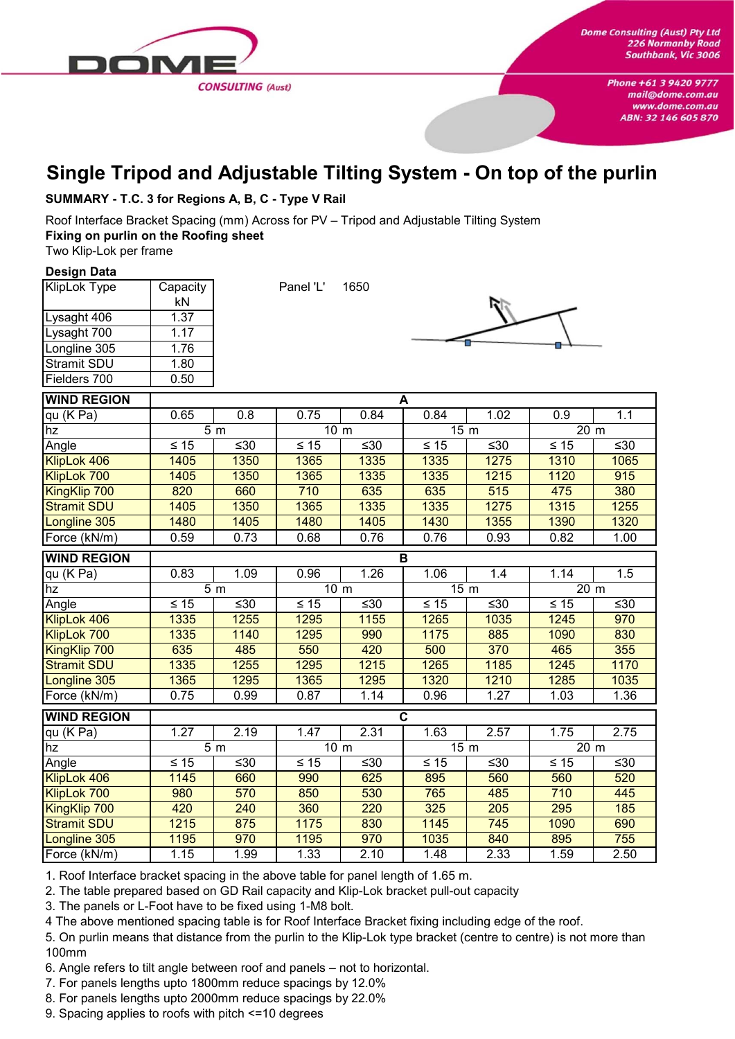# Single Tripod and Adjustable Tilting System - On top of the purlin

**SUMMARY - T.C. 3 for Regions A, B, C - Type V Rail**

Roof Interface Bracket Spacing (mm) Across for PV – Tripod and Adjustable Tilting System

**Fixing on purlin on the Roofing sheet**

Two Klip-Lok per frame

**Design Data**

| KlipLok Type | Capacity kN |
|---|---|
| Lysaght 406 | 1.37 |
| Lysaght 700 | 1.17 |
| Longline 305 | 1.76 |
| Stramit SDU | 1.80 |
| Fielders 700 | 0.50 |

Panel 'L' 1650

| WIND REGION | A | | | | | | | |
|---|---|---|---|---|---|---|---|---|
| qu (K Pa) | 0.65 | 0.8 | 0.75 | 0.84 | 0.84 | 1.02 | 0.9 | 1.1 |
| hz | 5 m | | 10 m | | 15 m | | 20 m | |
| Angle | ≤ 15 | ≤30 | ≤ 15 | ≤30 | ≤ 15 | ≤30 | ≤ 15 | ≤30 |
| KlipLok 406 | 1405 | 1350 | 1365 | 1335 | 1335 | 1275 | 1310 | 1065 |
| KlipLok 700 | 1405 | 1350 | 1365 | 1335 | 1335 | 1215 | 1120 | 915 |
| KingKlip 700 | 820 | 660 | 710 | 635 | 635 | 515 | 475 | 380 |
| Stramit SDU | 1405 | 1350 | 1365 | 1335 | 1335 | 1275 | 1315 | 1255 |
| Longline 305 | 1480 | 1405 | 1480 | 1405 | 1430 | 1355 | 1390 | 1320 |
| Force (kN/m) | 0.59 | 0.73 | 0.68 | 0.76 | 0.76 | 0.93 | 0.82 | 1.00 |

| WIND REGION | B | | | | | | | |
|---|---|---|---|---|---|---|---|---|
| qu (K Pa) | 0.83 | 1.09 | 0.96 | 1.26 | 1.06 | 1.4 | 1.14 | 1.5 |
| hz | 5 m | | 10 m | | 15 m | | 20 m | |
| Angle | ≤ 15 | ≤30 | ≤ 15 | ≤30 | ≤ 15 | ≤30 | ≤ 15 | ≤30 |
| KlipLok 406 | 1335 | 1255 | 1295 | 1155 | 1265 | 1035 | 1245 | 970 |
| KlipLok 700 | 1335 | 1140 | 1295 | 990 | 1175 | 885 | 1090 | 830 |
| KingKlip 700 | 635 | 485 | 550 | 420 | 500 | 370 | 465 | 355 |
| Stramit SDU | 1335 | 1255 | 1295 | 1215 | 1265 | 1185 | 1245 | 1170 |
| Longline 305 | 1365 | 1295 | 1365 | 1295 | 1320 | 1210 | 1285 | 1035 |
| Force (kN/m) | 0.75 | 0.99 | 0.87 | 1.14 | 0.96 | 1.27 | 1.03 | 1.36 |

| WIND REGION | C | | | | | | | |
|---|---|---|---|---|---|---|---|---|
| qu (K Pa) | 1.27 | 2.19 | 1.47 | 2.31 | 1.63 | 2.57 | 1.75 | 2.75 |
| hz | 5 m | | 10 m | | 15 m | | 20 m | |
| Angle | ≤ 15 | ≤30 | ≤ 15 | ≤30 | ≤ 15 | ≤30 | ≤ 15 | ≤30 |
| KlipLok 406 | 1145 | 660 | 990 | 625 | 895 | 560 | 560 | 520 |
| KlipLok 700 | 980 | 570 | 850 | 530 | 765 | 485 | 710 | 445 |
| KingKlip 700 | 420 | 240 | 360 | 220 | 325 | 205 | 295 | 185 |
| Stramit SDU | 1215 | 875 | 1175 | 830 | 1145 | 745 | 1090 | 690 |
| Longline 305 | 1195 | 970 | 1195 | 970 | 1035 | 840 | 895 | 755 |
| Force (kN/m) | 1.15 | 1.99 | 1.33 | 2.10 | 1.48 | 2.33 | 1.59 | 2.50 |

1. Roof Interface bracket spacing in the above table for panel length of 1.65 m.
2. The table prepared based on GD Rail capacity and Klip-Lok bracket pull-out capacity
3. The panels or L-Foot have to be fixed using 1-M8 bolt.
4 The above mentioned spacing table is for Roof Interface Bracket fixing including edge of the roof.
5. On purlin means that distance from the purlin to the Klip-Lok type bracket (centre to centre) is not more than 100mm
6. Angle refers to tilt angle between roof and panels – not to horizontal.
7. For panels lengths upto 1800mm reduce spacings by 12.0%
8. For panels lengths upto 2000mm reduce spacings by 22.0%
9. Spacing applies to roofs with pitch <=10 degrees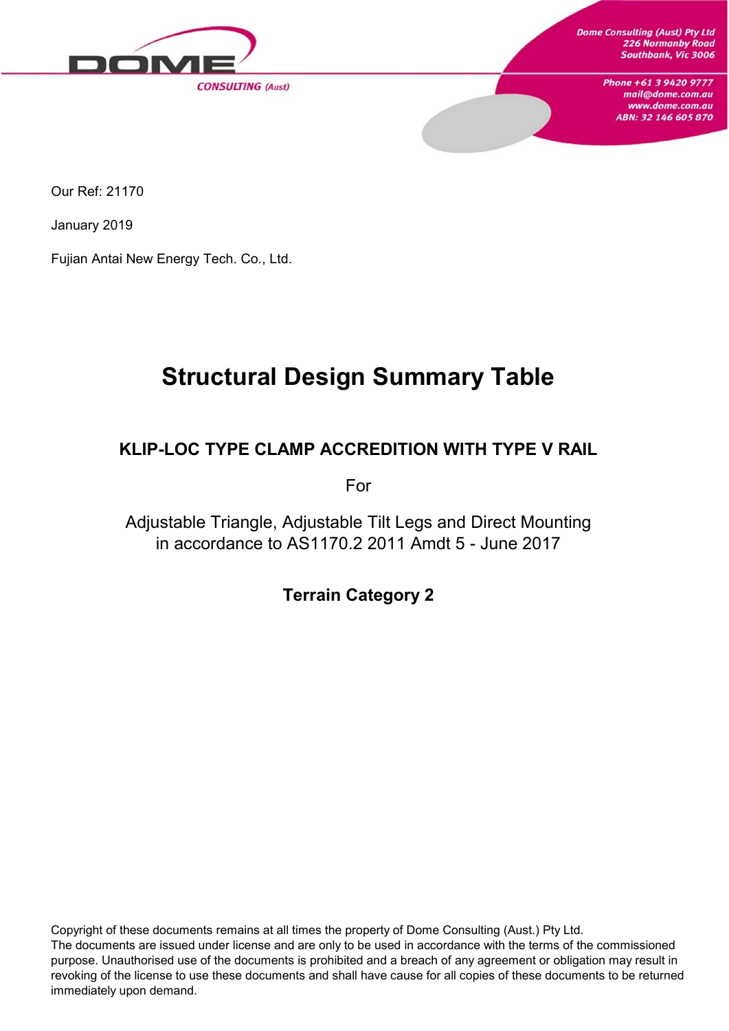Dome Consulting (Aust) Pty Ltd
226 Normanby Road
Southbank, Vic 3006

Phone +61 3 9420 9777
mail@dome.com.au
www.dome.com.au
ABN: 32 146 605 870

Our Ref: 21170

January 2019

Fujian Antai New Energy Tech. Co., Ltd.

# Structural Design Summary Table

## KLIP-LOC TYPE CLAMP ACCREDITION WITH TYPE V RAIL

For

Adjustable Triangle, Adjustable Tilt Legs and Direct Mounting
in accordance to AS1170.2 2011 Amdt 5 - June 2017

### Terrain Category 2

Copyright of these documents remains at all times the property of Dome Consulting (Aust.) Pty Ltd.
The documents are issued under license and are only to be used in accordance with the terms of the commissioned purpose. Unauthorised use of the documents is prohibited and a breach of any agreement or obligation may result in revoking of the license to use these documents and shall have cause for all copies of these documents to be returned immediately upon demand.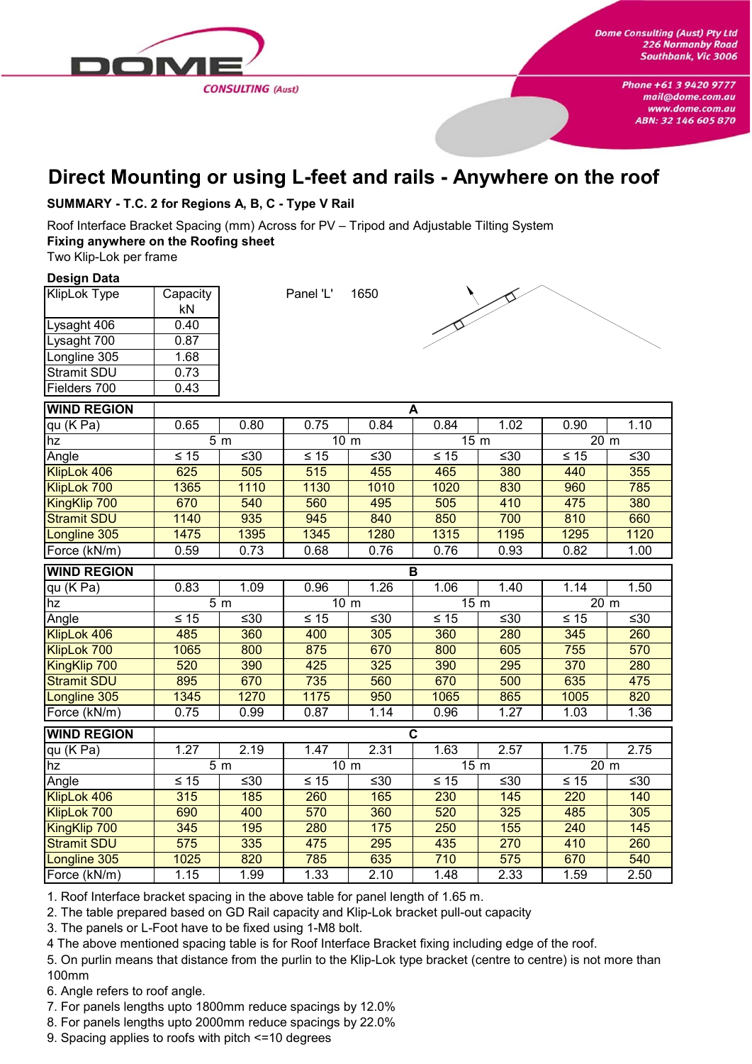Dome Consulting (Aust) Pty Ltd
226 Normanby Road
Southbank, Vic 3006

Phone +61 3 9420 9777
mail@dome.com.au
www.dome.com.au
ABN: 32 146 605 870

# Direct Mounting or using L-feet and rails - Anywhere on the roof

**SUMMARY - T.C. 2 for Regions A, B, C - Type V Rail**

Roof Interface Bracket Spacing (mm) Across for PV – Tripod and Adjustable Tilting System
**Fixing anywhere on the Roofing sheet**
Two Klip-Lok per frame

**Design Data**

| KlipLok Type | Capacity kN |
|---|---|
| Lysaght 406 | 0.40 |
| Lysaght 700 | 0.87 |
| Longline 305 | 1.68 |
| Stramit SDU | 0.73 |
| Fielders 700 | 0.43 |

Panel 'L' 1650

| WIND REGION | A | | | | | | | |
|---|---|---|---|---|---|---|---|---|
| qu (K Pa) | 0.65 | 0.80 | 0.75 | 0.84 | 0.84 | 1.02 | 0.90 | 1.10 |
| hz | 5 m | | 10 m | | 15 m | | 20 m | |
| Angle | ≤ 15 | ≤30 | ≤ 15 | ≤30 | ≤ 15 | ≤30 | ≤ 15 | ≤30 |
| KlipLok 406 | 625 | 505 | 515 | 455 | 465 | 380 | 440 | 355 |
| KlipLok 700 | 1365 | 1110 | 1130 | 1010 | 1020 | 830 | 960 | 785 |
| KingKlip 700 | 670 | 540 | 560 | 495 | 505 | 410 | 475 | 380 |
| Stramit SDU | 1140 | 935 | 945 | 840 | 850 | 700 | 810 | 660 |
| Longline 305 | 1475 | 1395 | 1345 | 1280 | 1315 | 1195 | 1295 | 1120 |
| Force (kN/m) | 0.59 | 0.73 | 0.68 | 0.76 | 0.76 | 0.93 | 0.82 | 1.00 |

| WIND REGION | B | | | | | | | |
|---|---|---|---|---|---|---|---|---|
| qu (K Pa) | 0.83 | 1.09 | 0.96 | 1.26 | 1.06 | 1.40 | 1.14 | 1.50 |
| hz | 5 m | | 10 m | | 15 m | | 20 m | |
| Angle | ≤ 15 | ≤30 | ≤ 15 | ≤30 | ≤ 15 | ≤30 | ≤ 15 | ≤30 |
| KlipLok 406 | 485 | 360 | 400 | 305 | 360 | 280 | 345 | 260 |
| KlipLok 700 | 1065 | 800 | 875 | 670 | 800 | 605 | 755 | 570 |
| KingKlip 700 | 520 | 390 | 425 | 325 | 390 | 295 | 370 | 280 |
| Stramit SDU | 895 | 670 | 735 | 560 | 670 | 500 | 635 | 475 |
| Longline 305 | 1345 | 1270 | 1175 | 950 | 1065 | 865 | 1005 | 820 |
| Force (kN/m) | 0.75 | 0.99 | 0.87 | 1.14 | 0.96 | 1.27 | 1.03 | 1.36 |

| WIND REGION | C | | | | | | | |
|---|---|---|---|---|---|---|---|---|
| qu (K Pa) | 1.27 | 2.19 | 1.47 | 2.31 | 1.63 | 2.57 | 1.75 | 2.75 |
| hz | 5 m | | 10 m | | 15 m | | 20 m | |
| Angle | ≤ 15 | ≤30 | ≤ 15 | ≤30 | ≤ 15 | ≤30 | ≤ 15 | ≤30 |
| KlipLok 406 | 315 | 185 | 260 | 165 | 230 | 145 | 220 | 140 |
| KlipLok 700 | 690 | 400 | 570 | 360 | 520 | 325 | 485 | 305 |
| KingKlip 700 | 345 | 195 | 280 | 175 | 250 | 155 | 240 | 145 |
| Stramit SDU | 575 | 335 | 475 | 295 | 435 | 270 | 410 | 260 |
| Longline 305 | 1025 | 820 | 785 | 635 | 710 | 575 | 670 | 540 |
| Force (kN/m) | 1.15 | 1.99 | 1.33 | 2.10 | 1.48 | 2.33 | 1.59 | 2.50 |

1. Roof Interface bracket spacing in the above table for panel length of 1.65 m.
2. The table prepared based on GD Rail capacity and Klip-Lok bracket pull-out capacity
3. The panels or L-Foot have to be fixed using 1-M8 bolt.
4 The above mentioned spacing table is for Roof Interface Bracket fixing including edge of the roof.
5. On purlin means that distance from the purlin to the Klip-Lok type bracket (centre to centre) is not more than 100mm
6. Angle refers to roof angle.
7. For panels lengths upto 1800mm reduce spacings by 12.0%
8. For panels lengths upto 2000mm reduce spacings by 22.0%
9. Spacing applies to roofs with pitch <=10 degrees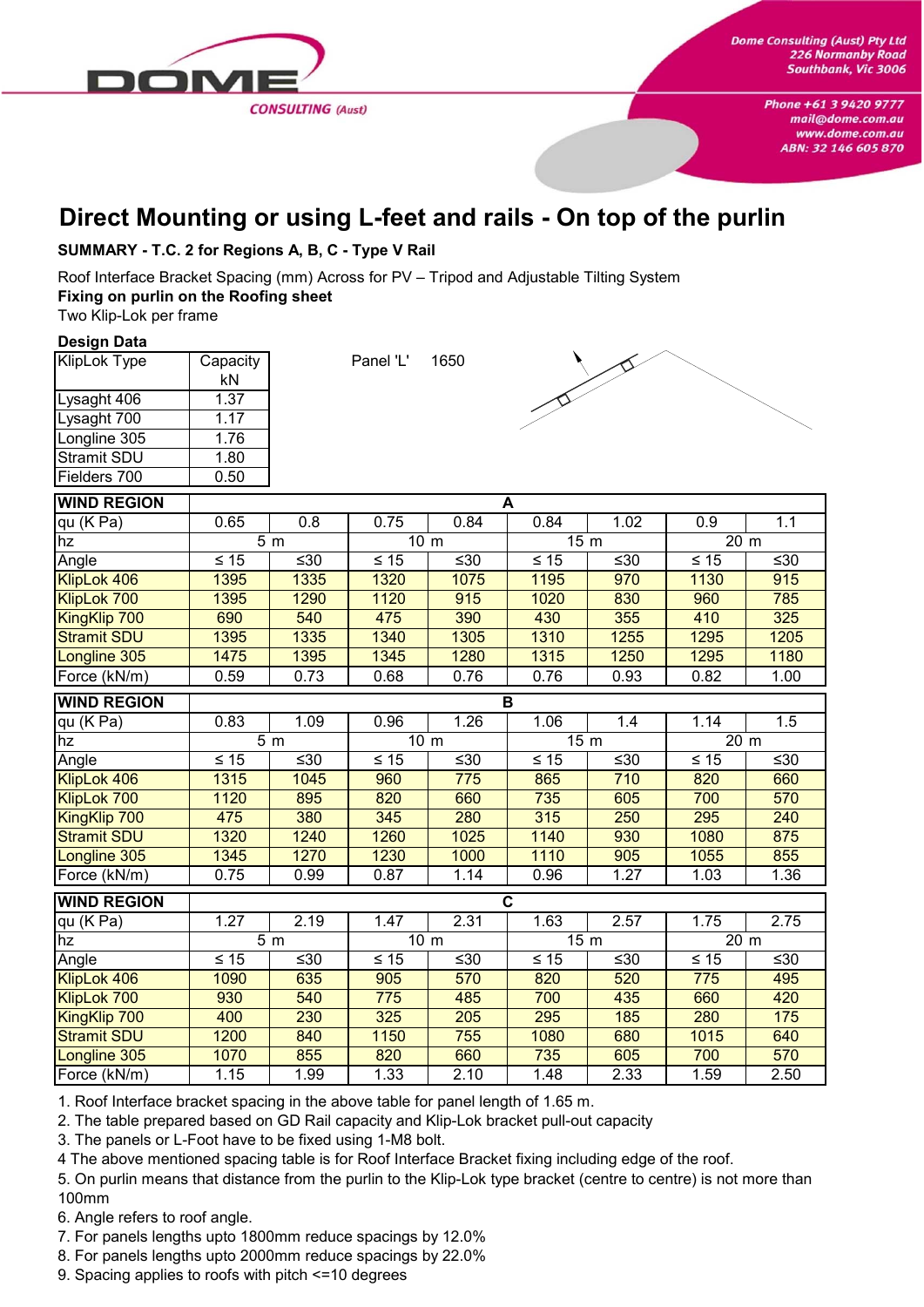# Direct Mounting or using L-feet and rails - On top of the purlin

**SUMMARY - T.C. 2 for Regions A, B, C - Type V Rail**

Roof Interface Bracket Spacing (mm) Across for PV – Tripod and Adjustable Tilting System
**Fixing on purlin on the Roofing sheet**
Two Klip-Lok per frame

**Design Data**

| KlipLok Type | Capacity kN |
|---|---|
| Lysaght 406 | 1.37 |
| Lysaght 700 | 1.17 |
| Longline 305 | 1.76 |
| Stramit SDU | 1.80 |
| Fielders 700 | 0.50 |

Panel 'L' 1650

| WIND REGION | A | | | | | | | |
|---|---|---|---|---|---|---|---|---|
| qu (K Pa) | 0.65 | 0.8 | 0.75 | 0.84 | 0.84 | 1.02 | 0.9 | 1.1 |
| hz | 5 m | | 10 m | | 15 m | | 20 m | |
| Angle | ≤ 15 | ≤30 | ≤ 15 | ≤30 | ≤ 15 | ≤30 | ≤ 15 | ≤30 |
| KlipLok 406 | 1395 | 1335 | 1320 | 1075 | 1195 | 970 | 1130 | 915 |
| KlipLok 700 | 1395 | 1290 | 1120 | 915 | 1020 | 830 | 960 | 785 |
| KingKlip 700 | 690 | 540 | 475 | 390 | 430 | 355 | 410 | 325 |
| Stramit SDU | 1395 | 1335 | 1340 | 1305 | 1310 | 1255 | 1295 | 1205 |
| Longline 305 | 1475 | 1395 | 1345 | 1280 | 1315 | 1250 | 1295 | 1180 |
| Force (kN/m) | 0.59 | 0.73 | 0.68 | 0.76 | 0.76 | 0.93 | 0.82 | 1.00 |

| WIND REGION | B | | | | | | | |
|---|---|---|---|---|---|---|---|---|
| qu (K Pa) | 0.83 | 1.09 | 0.96 | 1.26 | 1.06 | 1.4 | 1.14 | 1.5 |
| hz | 5 m | | 10 m | | 15 m | | 20 m | |
| Angle | ≤ 15 | ≤30 | ≤ 15 | ≤30 | ≤ 15 | ≤30 | ≤ 15 | ≤30 |
| KlipLok 406 | 1315 | 1045 | 960 | 775 | 865 | 710 | 820 | 660 |
| KlipLok 700 | 1120 | 895 | 820 | 660 | 735 | 605 | 700 | 570 |
| KingKlip 700 | 475 | 380 | 345 | 280 | 315 | 250 | 295 | 240 |
| Stramit SDU | 1320 | 1240 | 1260 | 1025 | 1140 | 930 | 1080 | 875 |
| Longline 305 | 1345 | 1270 | 1230 | 1000 | 1110 | 905 | 1055 | 855 |
| Force (kN/m) | 0.75 | 0.99 | 0.87 | 1.14 | 0.96 | 1.27 | 1.03 | 1.36 |

| WIND REGION | C | | | | | | | |
|---|---|---|---|---|---|---|---|---|
| qu (K Pa) | 1.27 | 2.19 | 1.47 | 2.31 | 1.63 | 2.57 | 1.75 | 2.75 |
| hz | 5 m | | 10 m | | 15 m | | 20 m | |
| Angle | ≤ 15 | ≤30 | ≤ 15 | ≤30 | ≤ 15 | ≤30 | ≤ 15 | ≤30 |
| KlipLok 406 | 1090 | 635 | 905 | 570 | 820 | 520 | 775 | 495 |
| KlipLok 700 | 930 | 540 | 775 | 485 | 700 | 435 | 660 | 420 |
| KingKlip 700 | 400 | 230 | 325 | 205 | 295 | 185 | 280 | 175 |
| Stramit SDU | 1200 | 840 | 1150 | 755 | 1080 | 680 | 1015 | 640 |
| Longline 305 | 1070 | 855 | 820 | 660 | 735 | 605 | 700 | 570 |
| Force (kN/m) | 1.15 | 1.99 | 1.33 | 2.10 | 1.48 | 2.33 | 1.59 | 2.50 |

1. Roof Interface bracket spacing in the above table for panel length of 1.65 m.
2. The table prepared based on GD Rail capacity and Klip-Lok bracket pull-out capacity
3. The panels or L-Foot have to be fixed using 1-M8 bolt.
4 The above mentioned spacing table is for Roof Interface Bracket fixing including edge of the roof.
5. On purlin means that distance from the purlin to the Klip-Lok type bracket (centre to centre) is not more than 100mm
6. Angle refers to roof angle.
7. For panels lengths upto 1800mm reduce spacings by 12.0%
8. For panels lengths upto 2000mm reduce spacings by 22.0%
9. Spacing applies to roofs with pitch <=10 degrees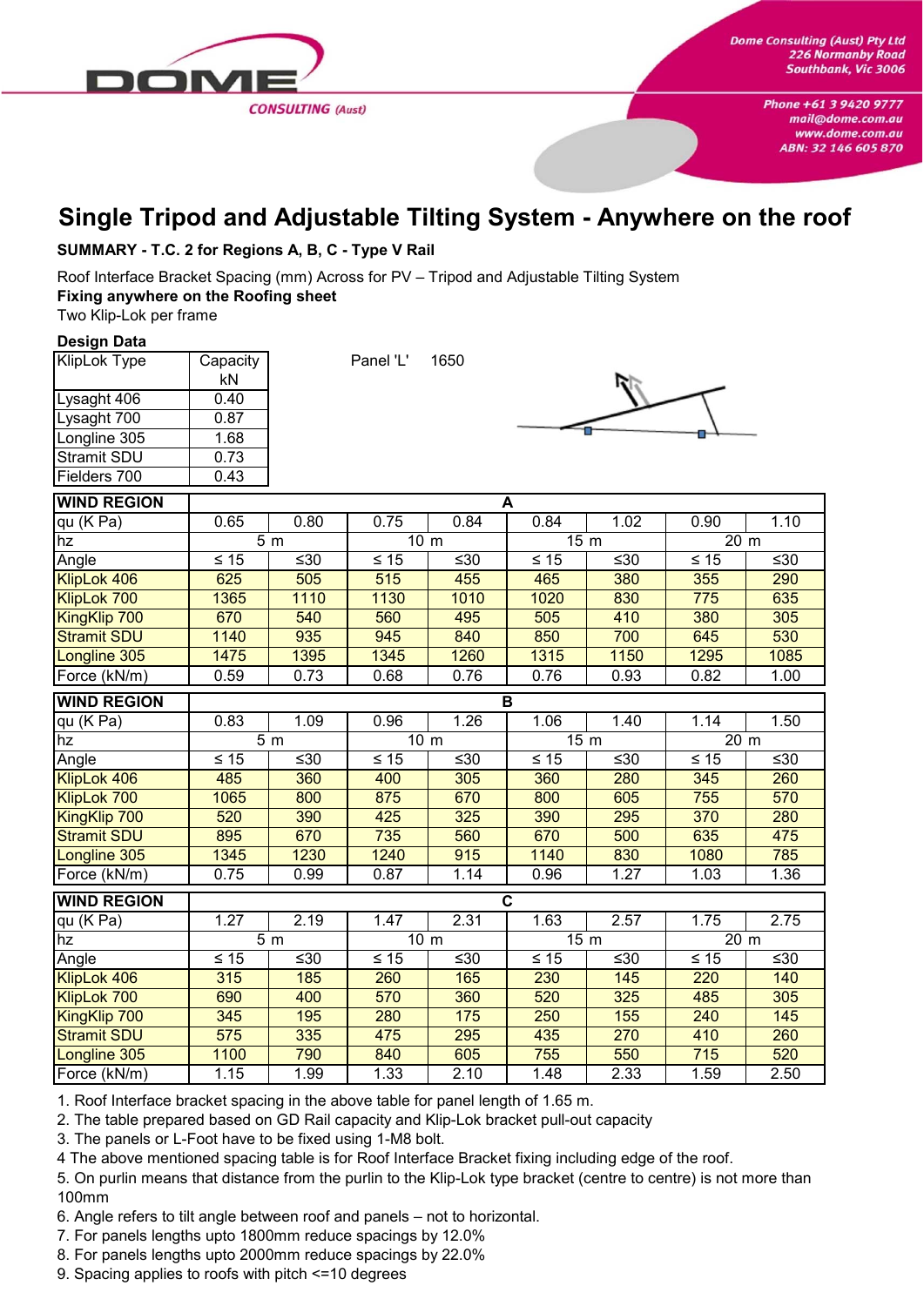# Single Tripod and Adjustable Tilting System - Anywhere on the roof

**SUMMARY - T.C. 2 for Regions A, B, C - Type V Rail**

Roof Interface Bracket Spacing (mm) Across for PV – Tripod and Adjustable Tilting System
**Fixing anywhere on the Roofing sheet**
Two Klip-Lok per frame

**Design Data**

| KlipLok Type | Capacity kN |
|---|---|
| Lysaght 406 | 0.40 |
| Lysaght 700 | 0.87 |
| Longline 305 | 1.68 |
| Stramit SDU | 0.73 |
| Fielders 700 | 0.43 |

Panel 'L' 1650

| WIND REGION | A | | | | | | | |
|---|---|---|---|---|---|---|---|---|
| qu (K Pa) | 0.65 | 0.80 | 0.75 | 0.84 | 0.84 | 1.02 | 0.90 | 1.10 |
| hz | 5 m | | 10 m | | 15 m | | 20 m | |
| Angle | ≤ 15 | ≤30 | ≤ 15 | ≤30 | ≤ 15 | ≤30 | ≤ 15 | ≤30 |
| KlipLok 406 | 625 | 505 | 515 | 455 | 465 | 380 | 355 | 290 |
| KlipLok 700 | 1365 | 1110 | 1130 | 1010 | 1020 | 830 | 775 | 635 |
| KingKlip 700 | 670 | 540 | 560 | 495 | 505 | 410 | 380 | 305 |
| Stramit SDU | 1140 | 935 | 945 | 840 | 850 | 700 | 645 | 530 |
| Longline 305 | 1475 | 1395 | 1345 | 1260 | 1315 | 1150 | 1295 | 1085 |
| Force (kN/m) | 0.59 | 0.73 | 0.68 | 0.76 | 0.76 | 0.93 | 0.82 | 1.00 |

| WIND REGION | B | | | | | | | |
|---|---|---|---|---|---|---|---|---|
| qu (K Pa) | 0.83 | 1.09 | 0.96 | 1.26 | 1.06 | 1.40 | 1.14 | 1.50 |
| hz | 5 m | | 10 m | | 15 m | | 20 m | |
| Angle | ≤ 15 | ≤30 | ≤ 15 | ≤30 | ≤ 15 | ≤30 | ≤ 15 | ≤30 |
| KlipLok 406 | 485 | 360 | 400 | 305 | 360 | 280 | 345 | 260 |
| KlipLok 700 | 1065 | 800 | 875 | 670 | 800 | 605 | 755 | 570 |
| KingKlip 700 | 520 | 390 | 425 | 325 | 390 | 295 | 370 | 280 |
| Stramit SDU | 895 | 670 | 735 | 560 | 670 | 500 | 635 | 475 |
| Longline 305 | 1345 | 1230 | 1240 | 915 | 1140 | 830 | 1080 | 785 |
| Force (kN/m) | 0.75 | 0.99 | 0.87 | 1.14 | 0.96 | 1.27 | 1.03 | 1.36 |

| WIND REGION | C | | | | | | | |
|---|---|---|---|---|---|---|---|---|
| qu (K Pa) | 1.27 | 2.19 | 1.47 | 2.31 | 1.63 | 2.57 | 1.75 | 2.75 |
| hz | 5 m | | 10 m | | 15 m | | 20 m | |
| Angle | ≤ 15 | ≤30 | ≤ 15 | ≤30 | ≤ 15 | ≤30 | ≤ 15 | ≤30 |
| KlipLok 406 | 315 | 185 | 260 | 165 | 230 | 145 | 220 | 140 |
| KlipLok 700 | 690 | 400 | 570 | 360 | 520 | 325 | 485 | 305 |
| KingKlip 700 | 345 | 195 | 280 | 175 | 250 | 155 | 240 | 145 |
| Stramit SDU | 575 | 335 | 475 | 295 | 435 | 270 | 410 | 260 |
| Longline 305 | 1100 | 790 | 840 | 605 | 755 | 550 | 715 | 520 |
| Force (kN/m) | 1.15 | 1.99 | 1.33 | 2.10 | 1.48 | 2.33 | 1.59 | 2.50 |

1. Roof Interface bracket spacing in the above table for panel length of 1.65 m.
2. The table prepared based on GD Rail capacity and Klip-Lok bracket pull-out capacity
3. The panels or L-Foot have to be fixed using 1-M8 bolt.
4 The above mentioned spacing table is for Roof Interface Bracket fixing including edge of the roof.
5. On purlin means that distance from the purlin to the Klip-Lok type bracket (centre to centre) is not more than 100mm
6. Angle refers to tilt angle between roof and panels – not to horizontal.
7. For panels lengths upto 1800mm reduce spacings by 12.0%
8. For panels lengths upto 2000mm reduce spacings by 22.0%
9. Spacing applies to roofs with pitch <=10 degrees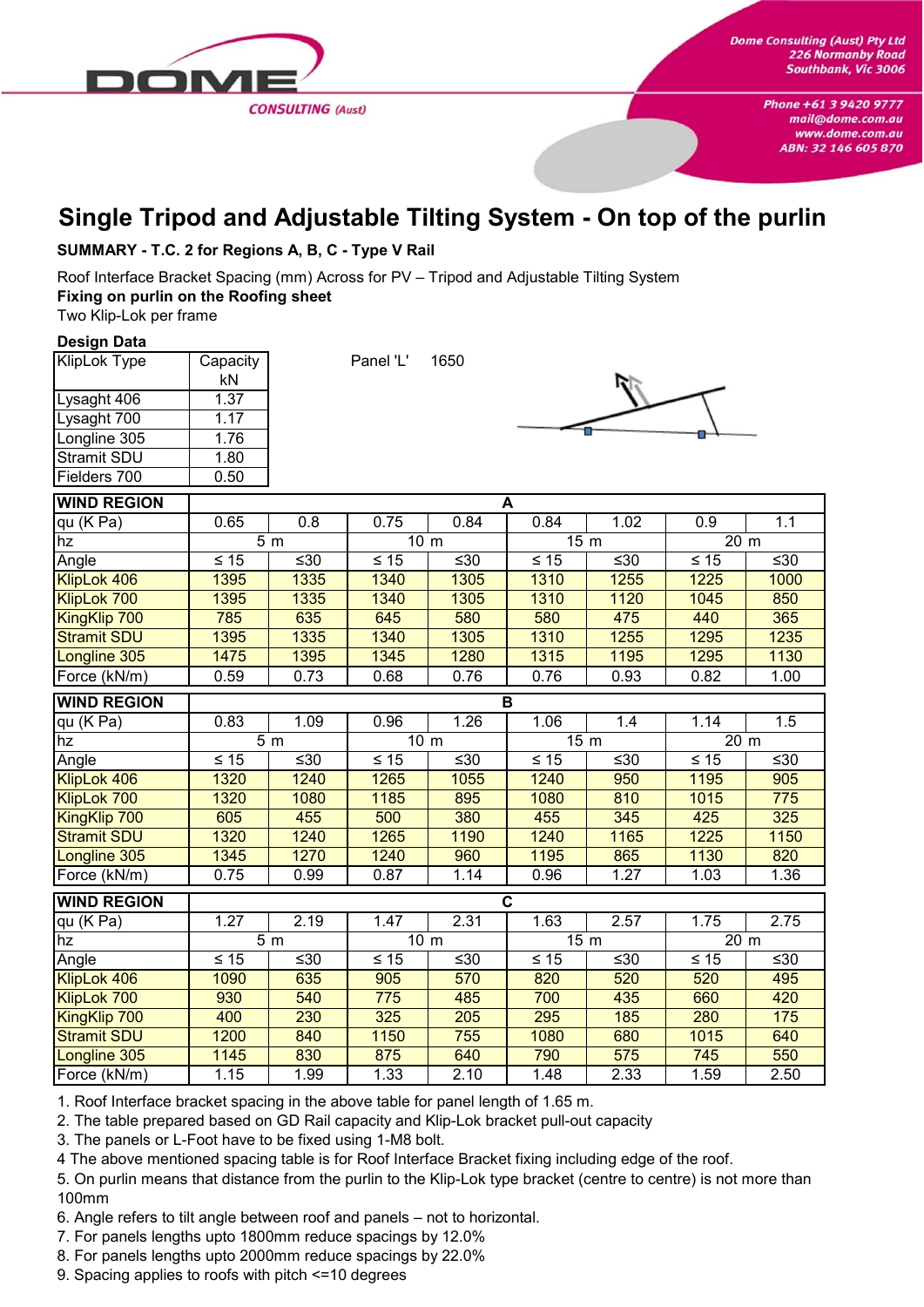# Single Tripod and Adjustable Tilting System - On top of the purlin

**SUMMARY - T.C. 2 for Regions A, B, C - Type V Rail**

Roof Interface Bracket Spacing (mm) Across for PV – Tripod and Adjustable Tilting System
**Fixing on purlin on the Roofing sheet**
Two Klip-Lok per frame

**Design Data**

| KlipLok Type | Capacity kN |
|---|---|
| Lysaght 406 | 1.37 |
| Lysaght 700 | 1.17 |
| Longline 305 | 1.76 |
| Stramit SDU | 1.80 |
| Fielders 700 | 0.50 |

Panel 'L' 1650

| WIND REGION | A | | | | | | | |
|---|---|---|---|---|---|---|---|---|
| qu (K Pa) | 0.65 | 0.8 | 0.75 | 0.84 | 0.84 | 1.02 | 0.9 | 1.1 |
| hz | 5 m | | 10 m | | 15 m | | 20 m | |
| Angle | ≤ 15 | ≤30 | ≤ 15 | ≤30 | ≤ 15 | ≤30 | ≤ 15 | ≤30 |
| KlipLok 406 | 1395 | 1335 | 1340 | 1305 | 1310 | 1255 | 1225 | 1000 |
| KlipLok 700 | 1395 | 1335 | 1340 | 1305 | 1310 | 1120 | 1045 | 850 |
| KingKlip 700 | 785 | 635 | 645 | 580 | 580 | 475 | 440 | 365 |
| Stramit SDU | 1395 | 1335 | 1340 | 1305 | 1310 | 1255 | 1295 | 1235 |
| Longline 305 | 1475 | 1395 | 1345 | 1280 | 1315 | 1195 | 1295 | 1130 |
| Force (kN/m) | 0.59 | 0.73 | 0.68 | 0.76 | 0.76 | 0.93 | 0.82 | 1.00 |

| WIND REGION | B | | | | | | | |
|---|---|---|---|---|---|---|---|---|
| qu (K Pa) | 0.83 | 1.09 | 0.96 | 1.26 | 1.06 | 1.4 | 1.14 | 1.5 |
| hz | 5 m | | 10 m | | 15 m | | 20 m | |
| Angle | ≤ 15 | ≤30 | ≤ 15 | ≤30 | ≤ 15 | ≤30 | ≤ 15 | ≤30 |
| KlipLok 406 | 1320 | 1240 | 1265 | 1055 | 1240 | 950 | 1195 | 905 |
| KlipLok 700 | 1320 | 1080 | 1185 | 895 | 1080 | 810 | 1015 | 775 |
| KingKlip 700 | 605 | 455 | 500 | 380 | 455 | 345 | 425 | 325 |
| Stramit SDU | 1320 | 1240 | 1265 | 1190 | 1240 | 1165 | 1225 | 1150 |
| Longline 305 | 1345 | 1270 | 1240 | 960 | 1195 | 865 | 1130 | 820 |
| Force (kN/m) | 0.75 | 0.99 | 0.87 | 1.14 | 0.96 | 1.27 | 1.03 | 1.36 |

| WIND REGION | C | | | | | | | |
|---|---|---|---|---|---|---|---|---|
| qu (K Pa) | 1.27 | 2.19 | 1.47 | 2.31 | 1.63 | 2.57 | 1.75 | 2.75 |
| hz | 5 m | | 10 m | | 15 m | | 20 m | |
| Angle | ≤ 15 | ≤30 | ≤ 15 | ≤30 | ≤ 15 | ≤30 | ≤ 15 | ≤30 |
| KlipLok 406 | 1090 | 635 | 905 | 570 | 820 | 520 | 520 | 495 |
| KlipLok 700 | 930 | 540 | 775 | 485 | 700 | 435 | 660 | 420 |
| KingKlip 700 | 400 | 230 | 325 | 205 | 295 | 185 | 280 | 175 |
| Stramit SDU | 1200 | 840 | 1150 | 755 | 1080 | 680 | 1015 | 640 |
| Longline 305 | 1145 | 830 | 875 | 640 | 790 | 575 | 745 | 550 |
| Force (kN/m) | 1.15 | 1.99 | 1.33 | 2.10 | 1.48 | 2.33 | 1.59 | 2.50 |

1. Roof Interface bracket spacing in the above table for panel length of 1.65 m.
2. The table prepared based on GD Rail capacity and Klip-Lok bracket pull-out capacity
3. The panels or L-Foot have to be fixed using 1-M8 bolt.
4 The above mentioned spacing table is for Roof Interface Bracket fixing including edge of the roof.
5. On purlin means that distance from the purlin to the Klip-Lok type bracket (centre to centre) is not more than 100mm
6. Angle refers to tilt angle between roof and panels – not to horizontal.
7. For panels lengths upto 1800mm reduce spacings by 12.0%
8. For panels lengths upto 2000mm reduce spacings by 22.0%
9. Spacing applies to roofs with pitch <=10 degrees